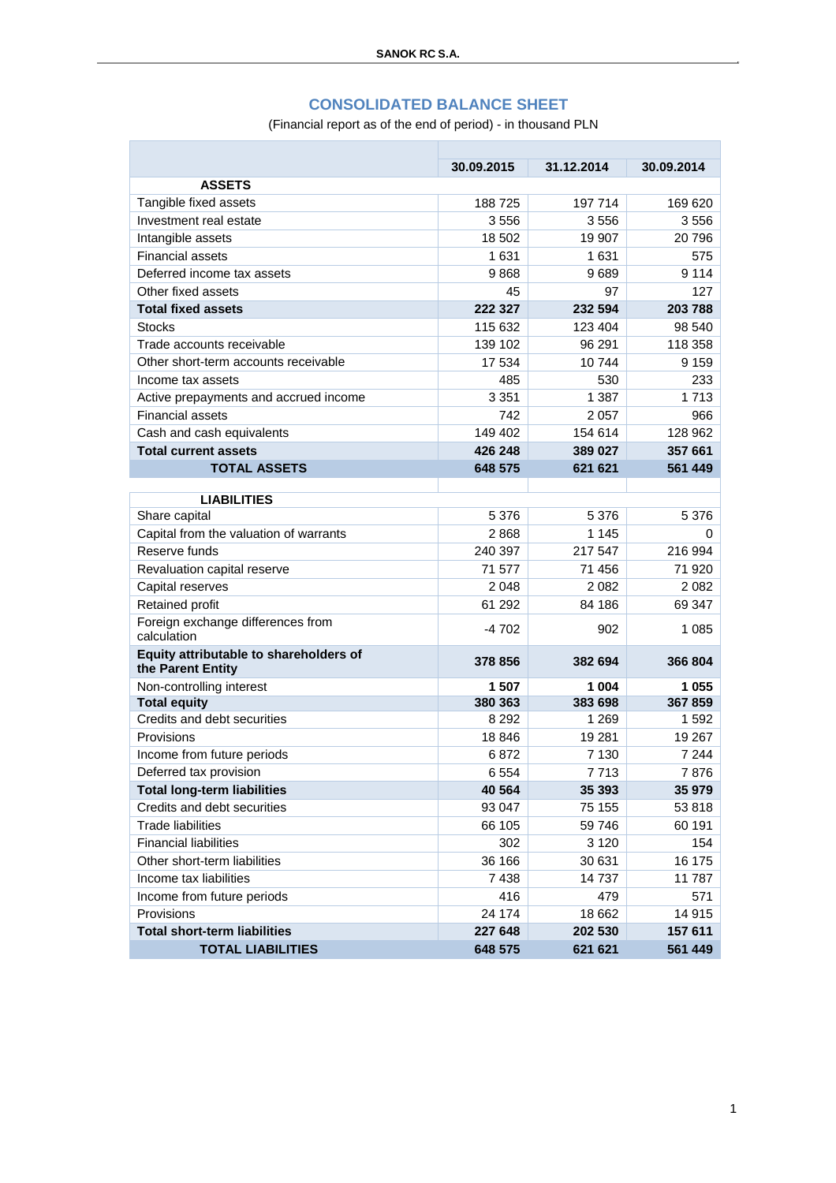# CONSOLIDATED BALANCE SHEET

(Financial report as of the end of period) - in thousand PLN

| | 30.09.2015 | 31.12.2014 | 30.09.2014 |
|---|---|---|---|
| **ASSETS** | | | |
| Tangible fixed assets | 188 725 | 197 714 | 169 620 |
| Investment real estate | 3 556 | 3 556 | 3 556 |
| Intangible assets | 18 502 | 19 907 | 20 796 |
| Financial assets | 1 631 | 1 631 | 575 |
| Deferred income tax assets | 9 868 | 9 689 | 9 114 |
| Other fixed assets | 45 | 97 | 127 |
| **Total fixed assets** | **222 327** | **232 594** | **203 788** |
| Stocks | 115 632 | 123 404 | 98 540 |
| Trade accounts receivable | 139 102 | 96 291 | 118 358 |
| Other short-term accounts receivable | 17 534 | 10 744 | 9 159 |
| Income tax assets | 485 | 530 | 233 |
| Active prepayments and accrued income | 3 351 | 1 387 | 1 713 |
| Financial assets | 742 | 2 057 | 966 |
| Cash and cash equivalents | 149 402 | 154 614 | 128 962 |
| **Total current assets** | **426 248** | **389 027** | **357 661** |
| **TOTAL ASSETS** | **648 575** | **621 621** | **561 449** |
| | | | |
| **LIABILITIES** | | | |
| Share capital | 5 376 | 5 376 | 5 376 |
| Capital from the valuation of warrants | 2 868 | 1 145 | 0 |
| Reserve funds | 240 397 | 217 547 | 216 994 |
| Revaluation capital reserve | 71 577 | 71 456 | 71 920 |
| Capital reserves | 2 048 | 2 082 | 2 082 |
| Retained profit | 61 292 | 84 186 | 69 347 |
| Foreign exchange differences from calculation | -4 702 | 902 | 1 085 |
| **Equity attributable to shareholders of the Parent Entity** | **378 856** | **382 694** | **366 804** |
| Non-controlling interest | **1 507** | **1 004** | **1 055** |
| **Total equity** | **380 363** | **383 698** | **367 859** |
| Credits and debt securities | 8 292 | 1 269 | 1 592 |
| Provisions | 18 846 | 19 281 | 19 267 |
| Income from future periods | 6 872 | 7 130 | 7 244 |
| Deferred tax provision | 6 554 | 7 713 | 7 876 |
| **Total long-term liabilities** | **40 564** | **35 393** | **35 979** |
| Credits and debt securities | 93 047 | 75 155 | 53 818 |
| Trade liabilities | 66 105 | 59 746 | 60 191 |
| Financial liabilities | 302 | 3 120 | 154 |
| Other short-term liabilities | 36 166 | 30 631 | 16 175 |
| Income tax liabilities | 7 438 | 14 737 | 11 787 |
| Income from future periods | 416 | 479 | 571 |
| Provisions | 24 174 | 18 662 | 14 915 |
| **Total short-term liabilities** | **227 648** | **202 530** | **157 611** |
| **TOTAL LIABILITIES** | **648 575** | **621 621** | **561 449** |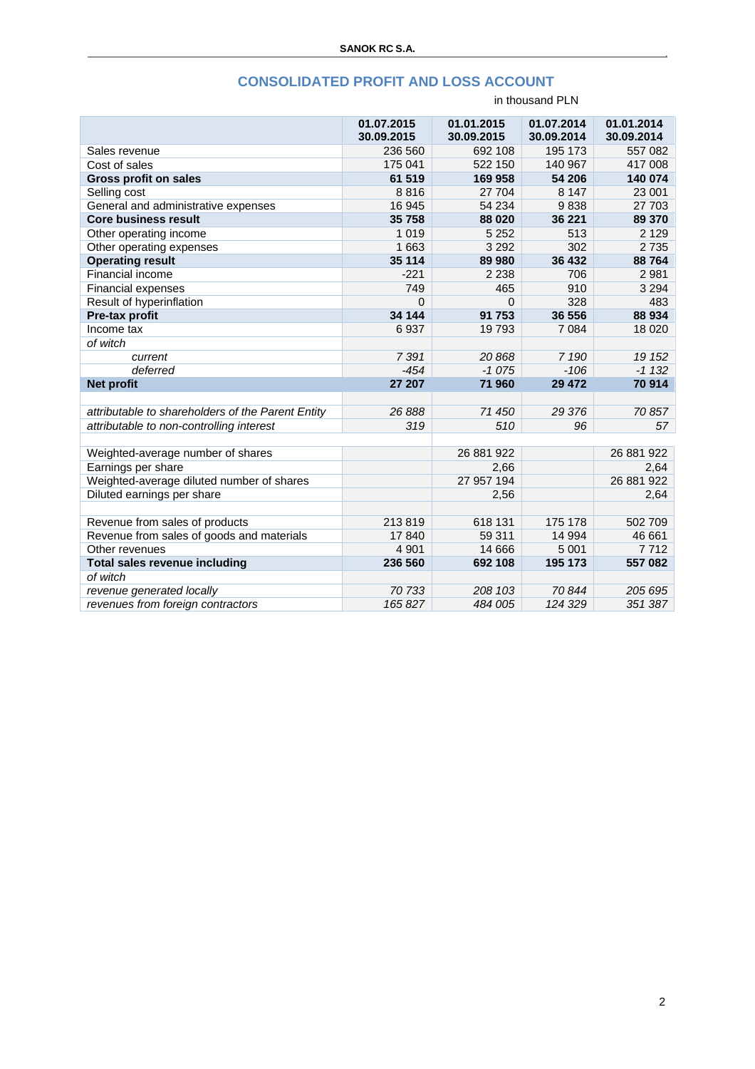## CONSOLIDATED PROFIT AND LOSS ACCOUNT

in thousand PLN

| | 01.07.2015 30.09.2015 | 01.01.2015 30.09.2015 | 01.07.2014 30.09.2014 | 01.01.2014 30.09.2014 |
|---|---|---|---|---|
| Sales revenue | 236 560 | 692 108 | 195 173 | 557 082 |
| Cost of sales | 175 041 | 522 150 | 140 967 | 417 008 |
| **Gross profit on sales** | **61 519** | **169 958** | **54 206** | **140 074** |
| Selling cost | 8 816 | 27 704 | 8 147 | 23 001 |
| General and administrative expenses | 16 945 | 54 234 | 9 838 | 27 703 |
| **Core business result** | **35 758** | **88 020** | **36 221** | **89 370** |
| Other operating income | 1 019 | 5 252 | 513 | 2 129 |
| Other operating expenses | 1 663 | 3 292 | 302 | 2 735 |
| **Operating result** | **35 114** | **89 980** | **36 432** | **88 764** |
| Financial income | -221 | 2 238 | 706 | 2 981 |
| Financial expenses | 749 | 465 | 910 | 3 294 |
| Result of hyperinflation | 0 | 0 | 328 | 483 |
| **Pre-tax profit** | **34 144** | **91 753** | **36 556** | **88 934** |
| Income tax | 6 937 | 19 793 | 7 084 | 18 020 |
| *of witch* | | | | |
| *current* | *7 391* | *20 868* | *7 190* | *19 152* |
| *deferred* | *-454* | *-1 075* | *-106* | *-1 132* |
| **Net profit** | **27 207** | **71 960** | **29 472** | **70 914** |
| | | | | |
| *attributable to shareholders of the Parent Entity* | *26 888* | *71 450* | *29 376* | *70 857* |
| *attributable to non-controlling interest* | *319* | *510* | *96* | *57* |
| | | | | |
| Weighted-average number of shares | | 26 881 922 | | 26 881 922 |
| Earnings per share | | 2,66 | | 2,64 |
| Weighted-average diluted number of shares | | 27 957 194 | | 26 881 922 |
| Diluted earnings per share | | 2,56 | | 2,64 |
| | | | | |
| Revenue from sales of products | 213 819 | 618 131 | 175 178 | 502 709 |
| Revenue from sales of goods and materials | 17 840 | 59 311 | 14 994 | 46 661 |
| Other revenues | 4 901 | 14 666 | 5 001 | 7 712 |
| **Total sales revenue including** | **236 560** | **692 108** | **195 173** | **557 082** |
| *of witch* | | | | |
| *revenue generated locally* | *70 733* | *208 103* | *70 844* | *205 695* |
| *revenues from foreign contractors* | *165 827* | *484 005* | *124 329* | *351 387* |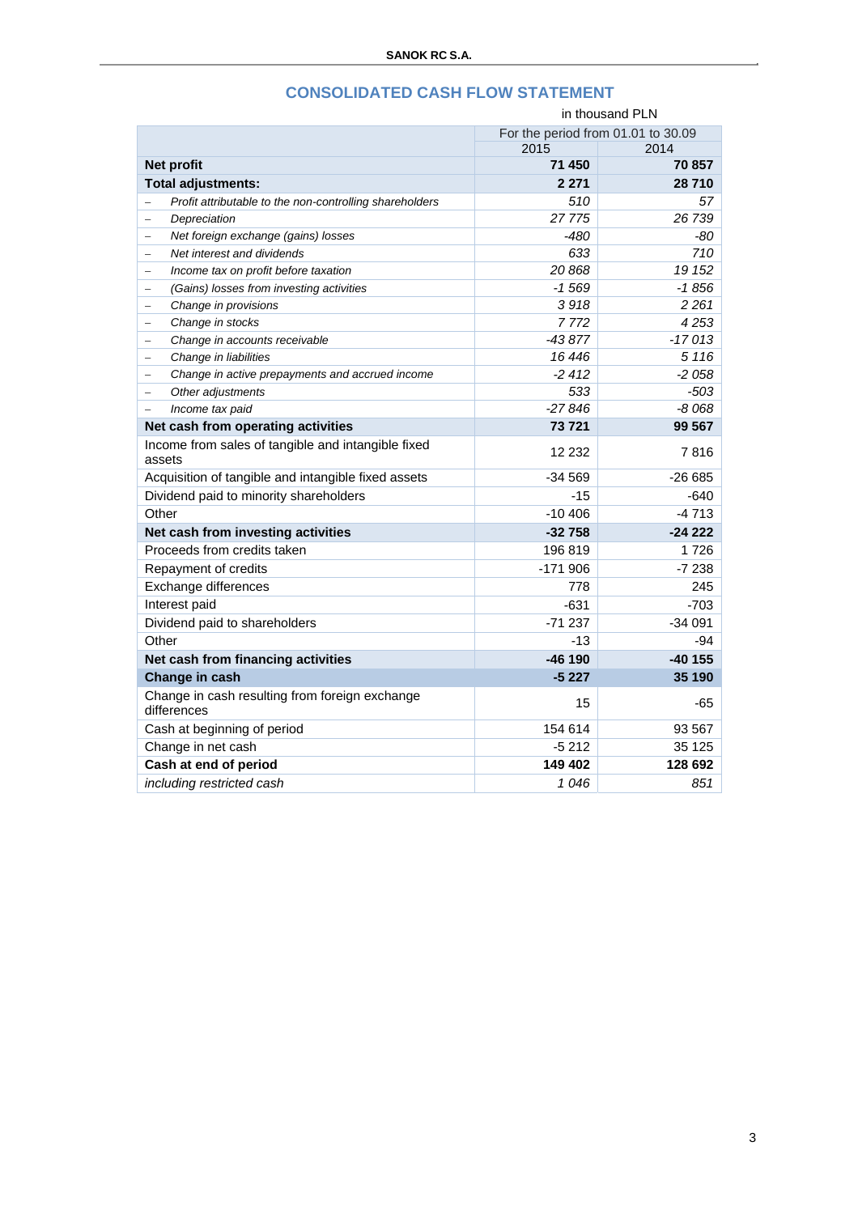## CONSOLIDATED CASH FLOW STATEMENT

in thousand PLN

| | For the period from 01.01 to 30.09 | |
|---|---|---|
| | 2015 | 2014 |
| **Net profit** | **71 450** | **70 857** |
| **Total adjustments:** | **2 271** | **28 710** |
| – *Profit attributable to the non-controlling shareholders* | *510* | *57* |
| – *Depreciation* | *27 775* | *26 739* |
| – *Net foreign exchange (gains) losses* | *-480* | *-80* |
| – *Net interest and dividends* | *633* | *710* |
| – *Income tax on profit before taxation* | *20 868* | *19 152* |
| – *(Gains) losses from investing activities* | *-1 569* | *-1 856* |
| – *Change in provisions* | *3 918* | *2 261* |
| – *Change in stocks* | *7 772* | *4 253* |
| – *Change in accounts receivable* | *-43 877* | *-17 013* |
| – *Change in liabilities* | *16 446* | *5 116* |
| – *Change in active prepayments and accrued income* | *-2 412* | *-2 058* |
| – *Other adjustments* | *533* | *-503* |
| – *Income tax paid* | *-27 846* | *-8 068* |
| **Net cash from operating activities** | **73 721** | **99 567** |
| Income from sales of tangible and intangible fixed assets | 12 232 | 7 816 |
| Acquisition of tangible and intangible fixed assets | -34 569 | -26 685 |
| Dividend paid to minority shareholders | -15 | -640 |
| Other | -10 406 | -4 713 |
| **Net cash from investing activities** | **-32 758** | **-24 222** |
| Proceeds from credits taken | 196 819 | 1 726 |
| Repayment of credits | -171 906 | -7 238 |
| Exchange differences | 778 | 245 |
| Interest paid | -631 | -703 |
| Dividend paid to shareholders | -71 237 | -34 091 |
| Other | -13 | -94 |
| **Net cash from financing activities** | **-46 190** | **-40 155** |
| **Change in cash** | **-5 227** | **35 190** |
| Change in cash resulting from foreign exchange differences | 15 | -65 |
| Cash at beginning of period | 154 614 | 93 567 |
| Change in net cash | -5 212 | 35 125 |
| **Cash at end of period** | **149 402** | **128 692** |
| *including restricted cash* | *1 046* | *851* |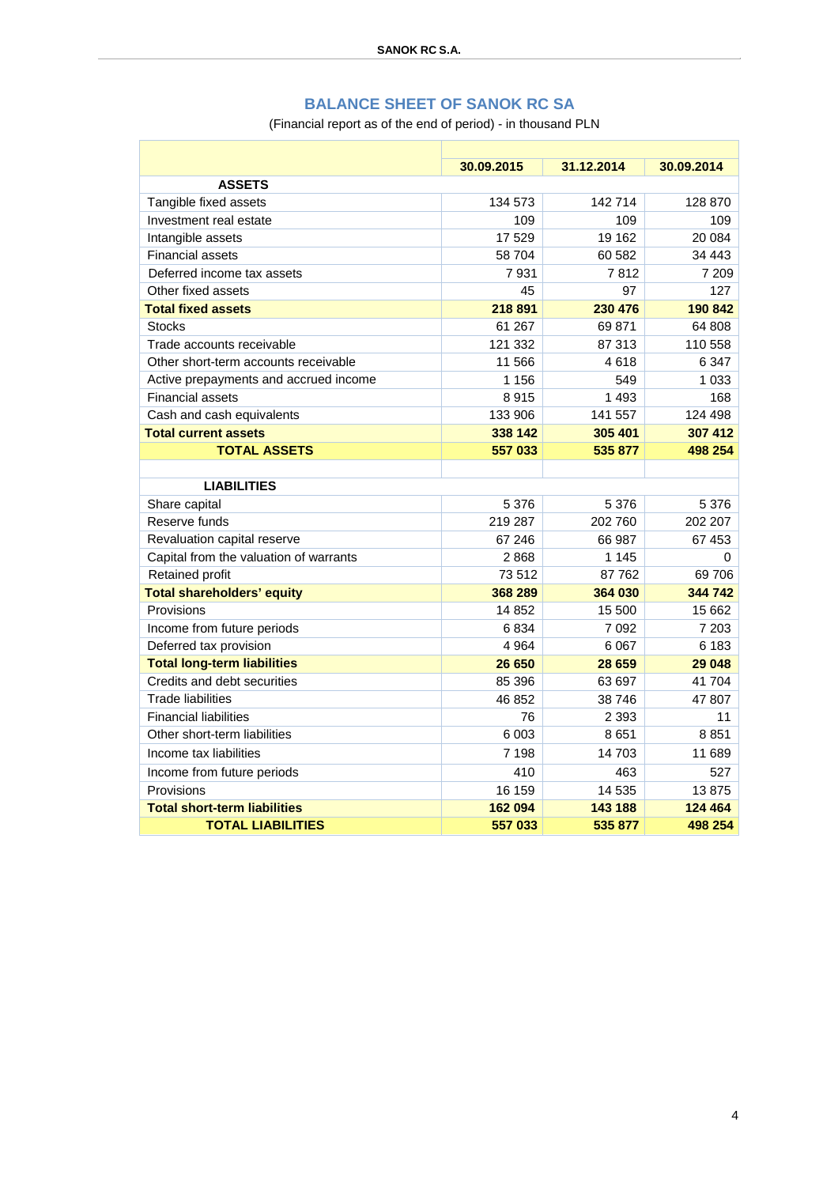## BALANCE SHEET OF SANOK RC SA

(Financial report as of the end of period) - in thousand PLN

| | 30.09.2015 | 31.12.2014 | 30.09.2014 |
|---|---|---|---|
| **ASSETS** | | | |
| Tangible fixed assets | 134 573 | 142 714 | 128 870 |
| Investment real estate | 109 | 109 | 109 |
| Intangible assets | 17 529 | 19 162 | 20 084 |
| Financial assets | 58 704 | 60 582 | 34 443 |
| Deferred income tax assets | 7 931 | 7 812 | 7 209 |
| Other fixed assets | 45 | 97 | 127 |
| **Total fixed assets** | **218 891** | **230 476** | **190 842** |
| Stocks | 61 267 | 69 871 | 64 808 |
| Trade accounts receivable | 121 332 | 87 313 | 110 558 |
| Other short-term accounts receivable | 11 566 | 4 618 | 6 347 |
| Active prepayments and accrued income | 1 156 | 549 | 1 033 |
| Financial assets | 8 915 | 1 493 | 168 |
| Cash and cash equivalents | 133 906 | 141 557 | 124 498 |
| **Total current assets** | **338 142** | **305 401** | **307 412** |
| **TOTAL ASSETS** | **557 033** | **535 877** | **498 254** |
| | | | |
| **LIABILITIES** | | | |
| Share capital | 5 376 | 5 376 | 5 376 |
| Reserve funds | 219 287 | 202 760 | 202 207 |
| Revaluation capital reserve | 67 246 | 66 987 | 67 453 |
| Capital from the valuation of warrants | 2 868 | 1 145 | 0 |
| Retained profit | 73 512 | 87 762 | 69 706 |
| **Total shareholders' equity** | **368 289** | **364 030** | **344 742** |
| Provisions | 14 852 | 15 500 | 15 662 |
| Income from future periods | 6 834 | 7 092 | 7 203 |
| Deferred tax provision | 4 964 | 6 067 | 6 183 |
| **Total long-term liabilities** | **26 650** | **28 659** | **29 048** |
| Credits and debt securities | 85 396 | 63 697 | 41 704 |
| Trade liabilities | 46 852 | 38 746 | 47 807 |
| Financial liabilities | 76 | 2 393 | 11 |
| Other short-term liabilities | 6 003 | 8 651 | 8 851 |
| Income tax liabilities | 7 198 | 14 703 | 11 689 |
| Income from future periods | 410 | 463 | 527 |
| Provisions | 16 159 | 14 535 | 13 875 |
| **Total short-term liabilities** | **162 094** | **143 188** | **124 464** |
| **TOTAL LIABILITIES** | **557 033** | **535 877** | **498 254** |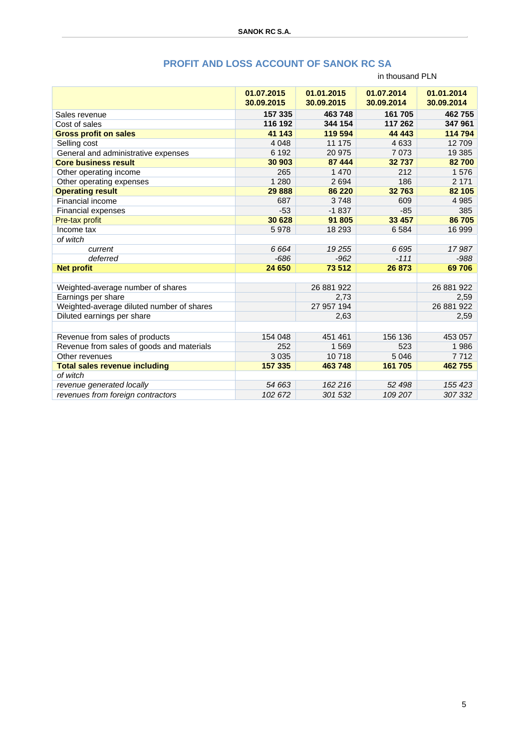## PROFIT AND LOSS ACCOUNT OF SANOK RC SA

in thousand PLN

| | 01.07.2015 30.09.2015 | 01.01.2015 30.09.2015 | 01.07.2014 30.09.2014 | 01.01.2014 30.09.2014 |
|---|---|---|---|---|
| Sales revenue | **157 335** | **463 748** | **161 705** | **462 755** |
| Cost of sales | **116 192** | **344 154** | **117 262** | **347 961** |
| **Gross profit on sales** | **41 143** | **119 594** | **44 443** | **114 794** |
| Selling cost | 4 048 | 11 175 | 4 633 | 12 709 |
| General and administrative expenses | 6 192 | 20 975 | 7 073 | 19 385 |
| **Core business result** | **30 903** | **87 444** | **32 737** | **82 700** |
| Other operating income | 265 | 1 470 | 212 | 1 576 |
| Other operating expenses | 1 280 | 2 694 | 186 | 2 171 |
| **Operating result** | **29 888** | **86 220** | **32 763** | **82 105** |
| Financial income | 687 | 3 748 | 609 | 4 985 |
| Financial expenses | -53 | -1 837 | -85 | 385 |
| Pre-tax profit | **30 628** | **91 805** | **33 457** | **86 705** |
| Income tax | 5 978 | 18 293 | 6 584 | 16 999 |
| *of witch* | | | | |
| *current* | *6 664* | *19 255* | *6 695* | *17 987* |
| *deferred* | *-686* | *-962* | *-111* | *-988* |
| **Net profit** | **24 650** | **73 512** | **26 873** | **69 706** |
| | | | | |
| Weighted-average number of shares | | 26 881 922 | | 26 881 922 |
| Earnings per share | | 2,73 | | 2,59 |
| Weighted-average diluted number of shares | | 27 957 194 | | 26 881 922 |
| Diluted earnings per share | | 2,63 | | 2,59 |
| | | | | |
| Revenue from sales of products | 154 048 | 451 461 | 156 136 | 453 057 |
| Revenue from sales of goods and materials | 252 | 1 569 | 523 | 1 986 |
| Other revenues | 3 035 | 10 718 | 5 046 | 7 712 |
| **Total sales revenue including** | **157 335** | **463 748** | **161 705** | **462 755** |
| *of witch* | | | | |
| *revenue generated locally* | *54 663* | *162 216* | *52 498* | *155 423* |
| *revenues from foreign contractors* | *102 672* | *301 532* | *109 207* | *307 332* |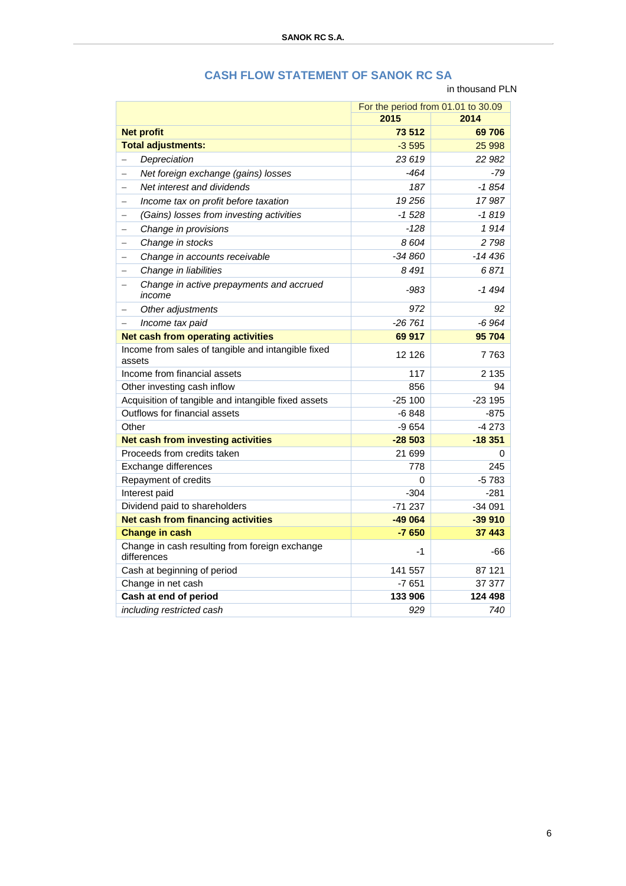## CASH FLOW STATEMENT OF SANOK RC SA

in thousand PLN

| | For the period from 01.01 to 30.09 | |
|---|---|---|
| | **2015** | **2014** |
| **Net profit** | **73 512** | **69 706** |
| **Total adjustments:** | -3 595 | 25 998 |
| – *Depreciation* | *23 619* | *22 982* |
| – *Net foreign exchange (gains) losses* | *-464* | *-79* |
| – *Net interest and dividends* | *187* | *-1 854* |
| – *Income tax on profit before taxation* | *19 256* | *17 987* |
| – *(Gains) losses from investing activities* | *-1 528* | *-1 819* |
| – *Change in provisions* | *-128* | *1 914* |
| – *Change in stocks* | *8 604* | *2 798* |
| – *Change in accounts receivable* | *-34 860* | *-14 436* |
| – *Change in liabilities* | *8 491* | *6 871* |
| – *Change in active prepayments and accrued income* | *-983* | *-1 494* |
| – *Other adjustments* | *972* | *92* |
| – *Income tax paid* | *-26 761* | *-6 964* |
| **Net cash from operating activities** | **69 917** | **95 704** |
| Income from sales of tangible and intangible fixed assets | 12 126 | 7 763 |
| Income from financial assets | 117 | 2 135 |
| Other investing cash inflow | 856 | 94 |
| Acquisition of tangible and intangible fixed assets | -25 100 | -23 195 |
| Outflows for financial assets | -6 848 | -875 |
| Other | -9 654 | -4 273 |
| **Net cash from investing activities** | **-28 503** | **-18 351** |
| Proceeds from credits taken | 21 699 | 0 |
| Exchange differences | 778 | 245 |
| Repayment of credits | 0 | -5 783 |
| Interest paid | -304 | -281 |
| Dividend paid to shareholders | -71 237 | -34 091 |
| **Net cash from financing activities** | **-49 064** | **-39 910** |
| **Change in cash** | **-7 650** | **37 443** |
| Change in cash resulting from foreign exchange differences | -1 | -66 |
| Cash at beginning of period | 141 557 | 87 121 |
| Change in net cash | -7 651 | 37 377 |
| **Cash at end of period** | **133 906** | **124 498** |
| *including restricted cash* | *929* | *740* |